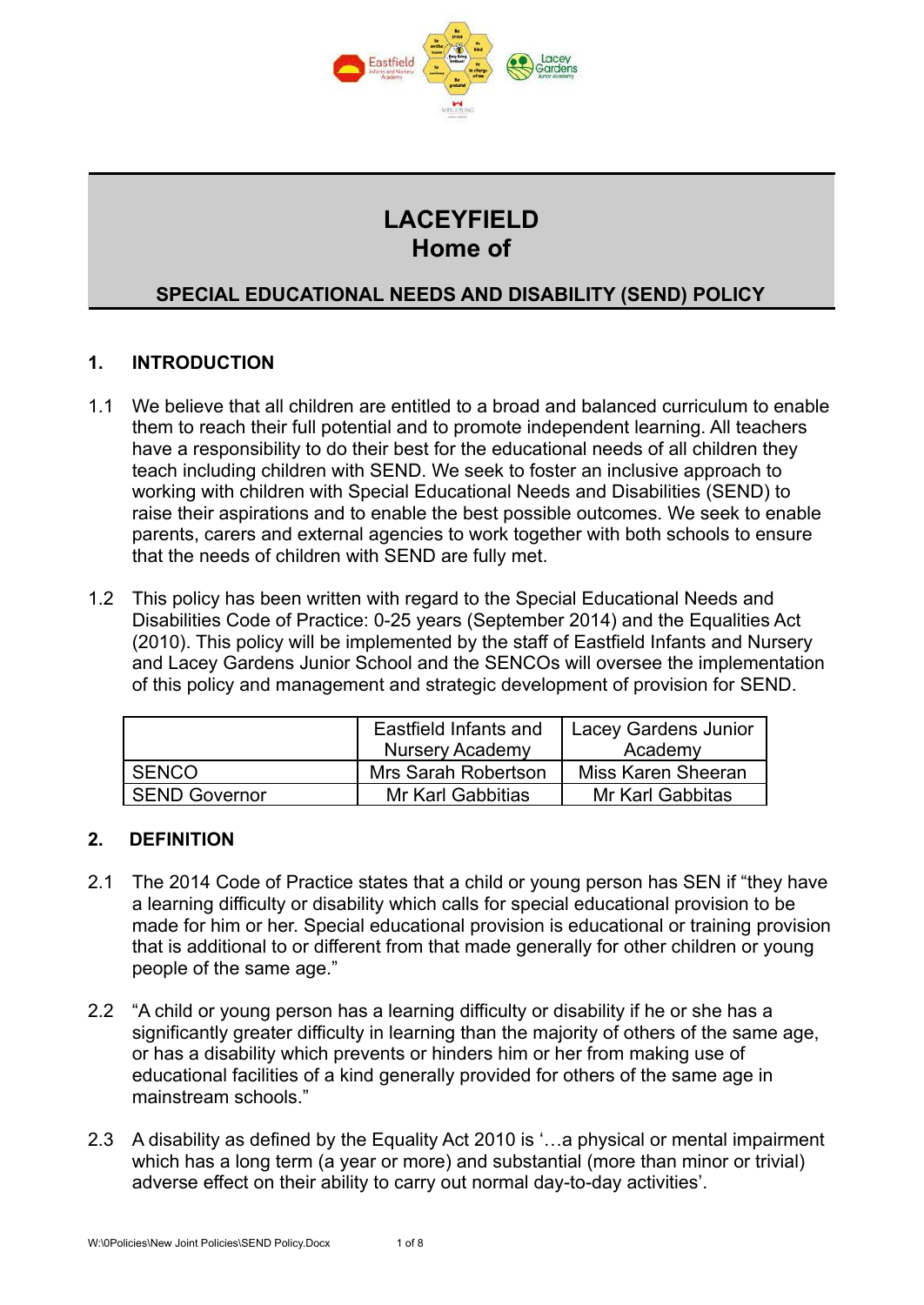# LACEYFIELD
# Home of

## SPECIAL EDUCATIONAL NEEDS AND DISABILITY (SEND) POLICY

## 1. INTRODUCTION

1.1 We believe that all children are entitled to a broad and balanced curriculum to enable them to reach their full potential and to promote independent learning. All teachers have a responsibility to do their best for the educational needs of all children they teach including children with SEND. We seek to foster an inclusive approach to working with children with Special Educational Needs and Disabilities (SEND) to raise their aspirations and to enable the best possible outcomes. We seek to enable parents, carers and external agencies to work together with both schools to ensure that the needs of children with SEND are fully met.

1.2 This policy has been written with regard to the Special Educational Needs and Disabilities Code of Practice: 0-25 years (September 2014) and the Equalities Act (2010). This policy will be implemented by the staff of Eastfield Infants and Nursery and Lacey Gardens Junior School and the SENCOs will oversee the implementation of this policy and management and strategic development of provision for SEND.

| | Eastfield Infants and Nursery Academy | Lacey Gardens Junior Academy |
|---|---|---|
| SENCO | Mrs Sarah Robertson | Miss Karen Sheeran |
| SEND Governor | Mr Karl Gabbitias | Mr Karl Gabbitas |

## 2. DEFINITION

2.1 The 2014 Code of Practice states that a child or young person has SEN if "they have a learning difficulty or disability which calls for special educational provision to be made for him or her. Special educational provision is educational or training provision that is additional to or different from that made generally for other children or young people of the same age."

2.2 "A child or young person has a learning difficulty or disability if he or she has a significantly greater difficulty in learning than the majority of others of the same age, or has a disability which prevents or hinders him or her from making use of educational facilities of a kind generally provided for others of the same age in mainstream schools."

2.3 A disability as defined by the Equality Act 2010 is '…a physical or mental impairment which has a long term (a year or more) and substantial (more than minor or trivial) adverse effect on their ability to carry out normal day-to-day activities'.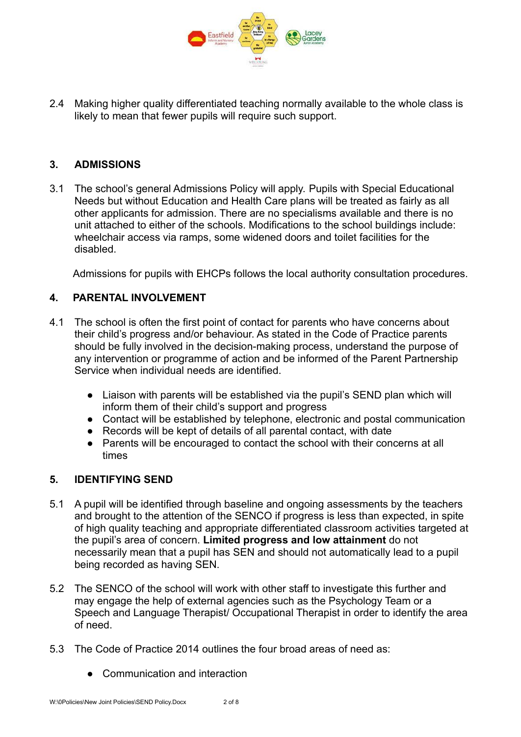2.4 Making higher quality differentiated teaching normally available to the whole class is likely to mean that fewer pupils will require such support.

## 3. ADMISSIONS

3.1 The school's general Admissions Policy will apply. Pupils with Special Educational Needs but without Education and Health Care plans will be treated as fairly as all other applicants for admission. There are no specialisms available and there is no unit attached to either of the schools. Modifications to the school buildings include: wheelchair access via ramps, some widened doors and toilet facilities for the disabled.

Admissions for pupils with EHCPs follows the local authority consultation procedures.

## 4. PARENTAL INVOLVEMENT

4.1 The school is often the first point of contact for parents who have concerns about their child's progress and/or behaviour. As stated in the Code of Practice parents should be fully involved in the decision-making process, understand the purpose of any intervention or programme of action and be informed of the Parent Partnership Service when individual needs are identified.

- Liaison with parents will be established via the pupil's SEND plan which will inform them of their child's support and progress
- Contact will be established by telephone, electronic and postal communication
- Records will be kept of details of all parental contact, with date
- Parents will be encouraged to contact the school with their concerns at all times

## 5. IDENTIFYING SEND

5.1 A pupil will be identified through baseline and ongoing assessments by the teachers and brought to the attention of the SENCO if progress is less than expected, in spite of high quality teaching and appropriate differentiated classroom activities targeted at the pupil's area of concern. **Limited progress and low attainment** do not necessarily mean that a pupil has SEN and should not automatically lead to a pupil being recorded as having SEN.

5.2 The SENCO of the school will work with other staff to investigate this further and may engage the help of external agencies such as the Psychology Team or a Speech and Language Therapist/ Occupational Therapist in order to identify the area of need.

5.3 The Code of Practice 2014 outlines the four broad areas of need as:

- Communication and interaction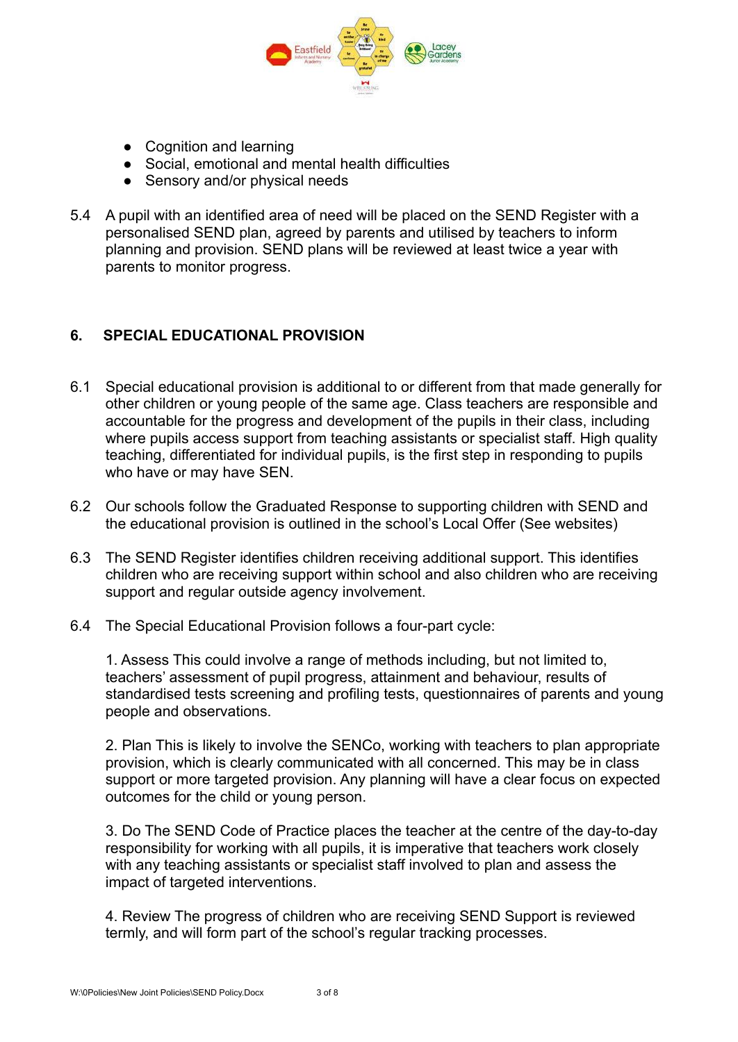- Cognition and learning
- Social, emotional and mental health difficulties
- Sensory and/or physical needs

5.4 A pupil with an identified area of need will be placed on the SEND Register with a personalised SEND plan, agreed by parents and utilised by teachers to inform planning and provision. SEND plans will be reviewed at least twice a year with parents to monitor progress.

## 6. SPECIAL EDUCATIONAL PROVISION

6.1 Special educational provision is additional to or different from that made generally for other children or young people of the same age. Class teachers are responsible and accountable for the progress and development of the pupils in their class, including where pupils access support from teaching assistants or specialist staff. High quality teaching, differentiated for individual pupils, is the first step in responding to pupils who have or may have SEN.

6.2 Our schools follow the Graduated Response to supporting children with SEND and the educational provision is outlined in the school's Local Offer (See websites)

6.3 The SEND Register identifies children receiving additional support. This identifies children who are receiving support within school and also children who are receiving support and regular outside agency involvement.

6.4 The Special Educational Provision follows a four-part cycle:

1. Assess This could involve a range of methods including, but not limited to, teachers' assessment of pupil progress, attainment and behaviour, results of standardised tests screening and profiling tests, questionnaires of parents and young people and observations.

2. Plan This is likely to involve the SENCo, working with teachers to plan appropriate provision, which is clearly communicated with all concerned. This may be in class support or more targeted provision. Any planning will have a clear focus on expected outcomes for the child or young person.

3. Do The SEND Code of Practice places the teacher at the centre of the day-to-day responsibility for working with all pupils, it is imperative that teachers work closely with any teaching assistants or specialist staff involved to plan and assess the impact of targeted interventions.

4. Review The progress of children who are receiving SEND Support is reviewed termly, and will form part of the school's regular tracking processes.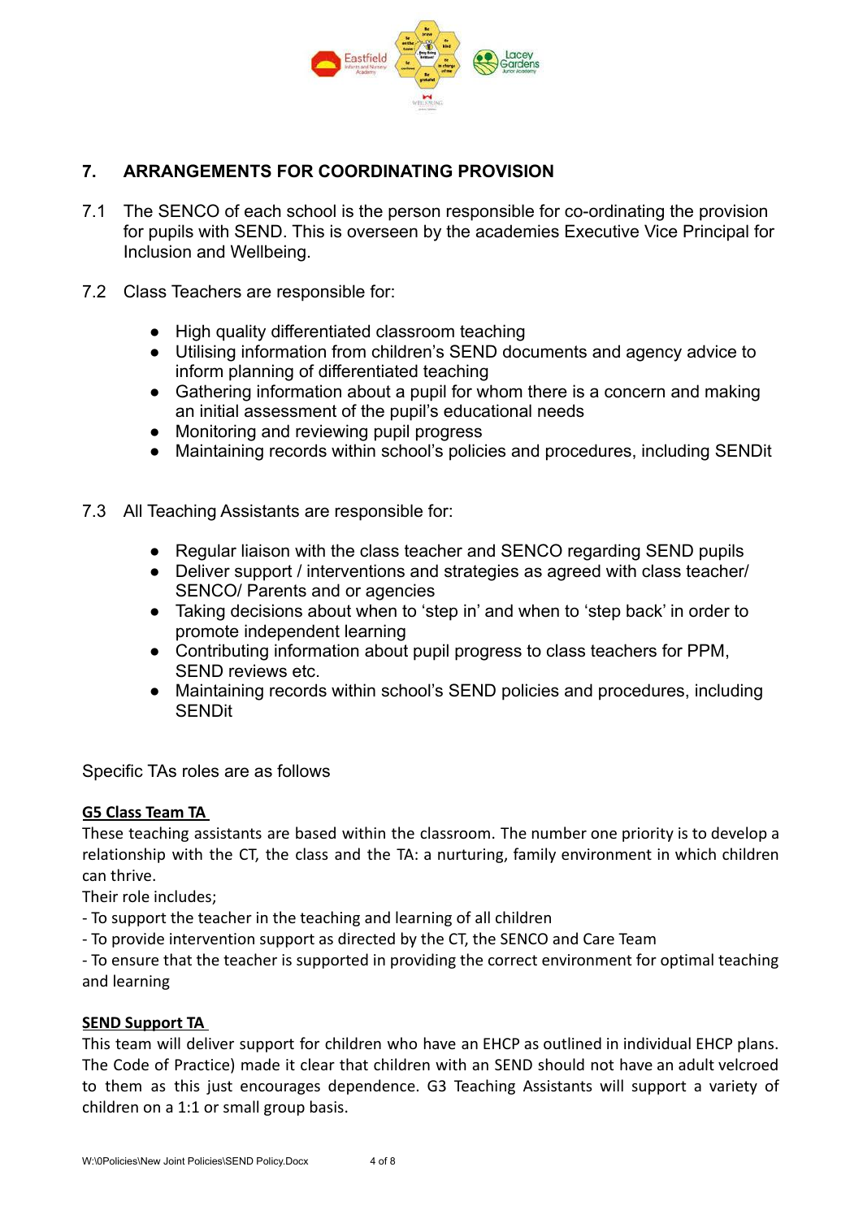## 7. ARRANGEMENTS FOR COORDINATING PROVISION

7.1 The SENCO of each school is the person responsible for co-ordinating the provision for pupils with SEND. This is overseen by the academies Executive Vice Principal for Inclusion and Wellbeing.

7.2 Class Teachers are responsible for:

- High quality differentiated classroom teaching
- Utilising information from children's SEND documents and agency advice to inform planning of differentiated teaching
- Gathering information about a pupil for whom there is a concern and making an initial assessment of the pupil's educational needs
- Monitoring and reviewing pupil progress
- Maintaining records within school's policies and procedures, including SENDit

7.3 All Teaching Assistants are responsible for:

- Regular liaison with the class teacher and SENCO regarding SEND pupils
- Deliver support / interventions and strategies as agreed with class teacher/ SENCO/ Parents and or agencies
- Taking decisions about when to 'step in' and when to 'step back' in order to promote independent learning
- Contributing information about pupil progress to class teachers for PPM, SEND reviews etc.
- Maintaining records within school's SEND policies and procedures, including SENDit

Specific TAs roles are as follows

**G5 Class Team TA**

These teaching assistants are based within the classroom. The number one priority is to develop a relationship with the CT, the class and the TA: a nurturing, family environment in which children can thrive.

Their role includes;

- To support the teacher in the teaching and learning of all children
- To provide intervention support as directed by the CT, the SENCO and Care Team
- To ensure that the teacher is supported in providing the correct environment for optimal teaching and learning

**SEND Support TA**

This team will deliver support for children who have an EHCP as outlined in individual EHCP plans. The Code of Practice) made it clear that children with an SEND should not have an adult velcroed to them as this just encourages dependence. G3 Teaching Assistants will support a variety of children on a 1:1 or small group basis.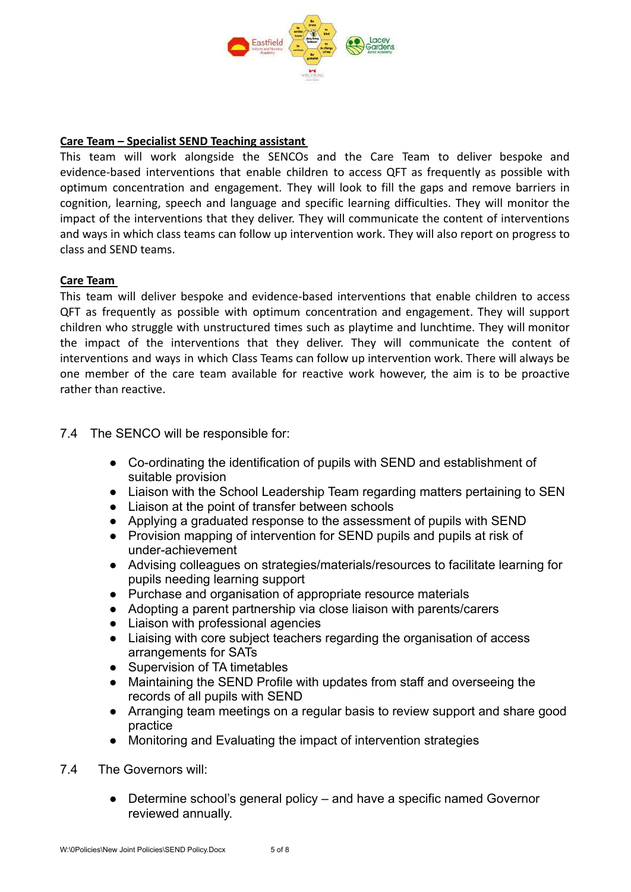**Care Team – Specialist SEND Teaching assistant**

This team will work alongside the SENCOs and the Care Team to deliver bespoke and evidence-based interventions that enable children to access QFT as frequently as possible with optimum concentration and engagement. They will look to fill the gaps and remove barriers in cognition, learning, speech and language and specific learning difficulties. They will monitor the impact of the interventions that they deliver. They will communicate the content of interventions and ways in which class teams can follow up intervention work. They will also report on progress to class and SEND teams.

**Care Team**

This team will deliver bespoke and evidence-based interventions that enable children to access QFT as frequently as possible with optimum concentration and engagement. They will support children who struggle with unstructured times such as playtime and lunchtime. They will monitor the impact of the interventions that they deliver. They will communicate the content of interventions and ways in which Class Teams can follow up intervention work. There will always be one member of the care team available for reactive work however, the aim is to be proactive rather than reactive.

7.4 The SENCO will be responsible for:

- Co-ordinating the identification of pupils with SEND and establishment of suitable provision
- Liaison with the School Leadership Team regarding matters pertaining to SEN
- Liaison at the point of transfer between schools
- Applying a graduated response to the assessment of pupils with SEND
- Provision mapping of intervention for SEND pupils and pupils at risk of under-achievement
- Advising colleagues on strategies/materials/resources to facilitate learning for pupils needing learning support
- Purchase and organisation of appropriate resource materials
- Adopting a parent partnership via close liaison with parents/carers
- Liaison with professional agencies
- Liaising with core subject teachers regarding the organisation of access arrangements for SATs
- Supervision of TA timetables
- Maintaining the SEND Profile with updates from staff and overseeing the records of all pupils with SEND
- Arranging team meetings on a regular basis to review support and share good practice
- Monitoring and Evaluating the impact of intervention strategies

7.4 The Governors will:

- Determine school's general policy – and have a specific named Governor reviewed annually.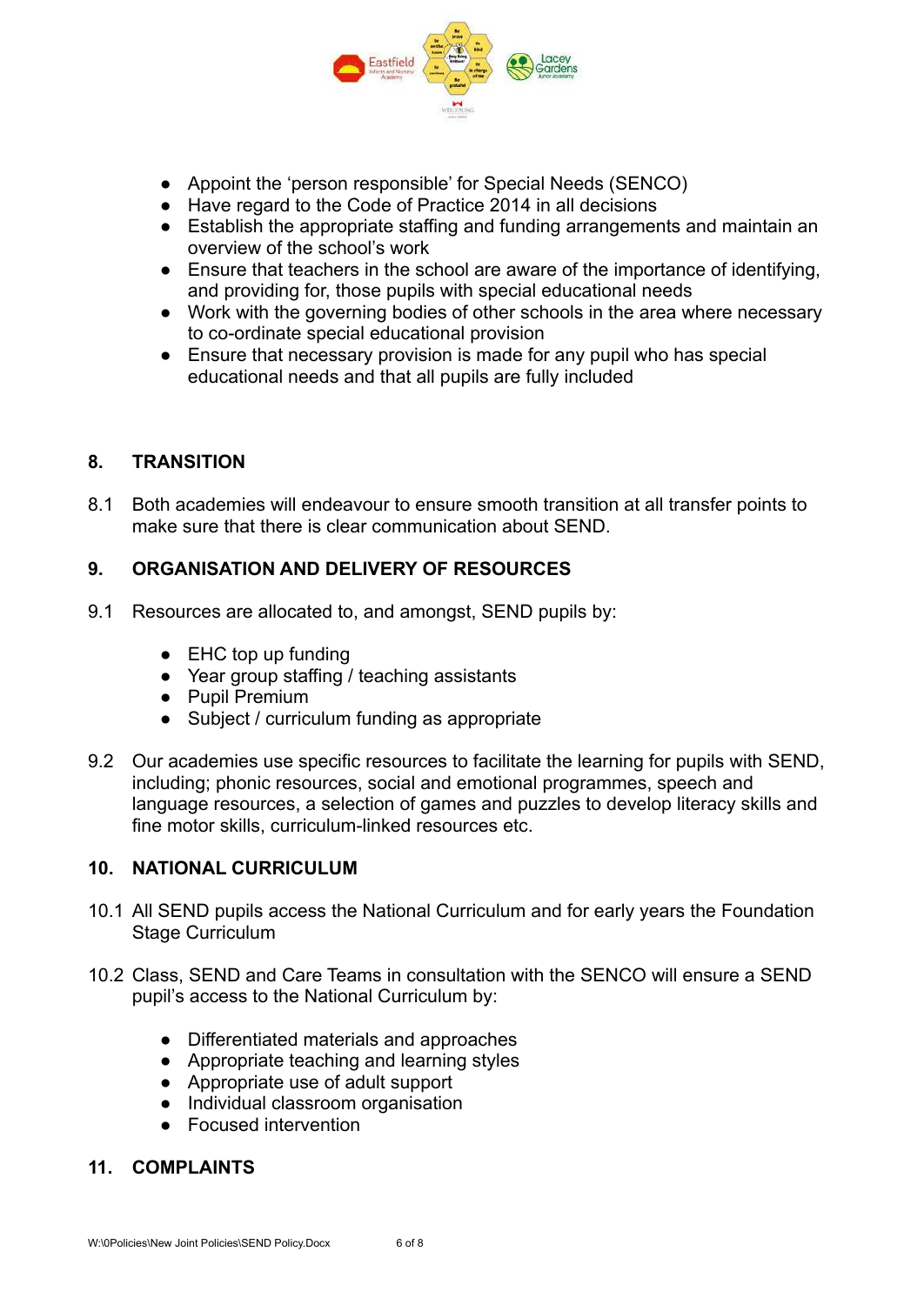- Appoint the 'person responsible' for Special Needs (SENCO)
- Have regard to the Code of Practice 2014 in all decisions
- Establish the appropriate staffing and funding arrangements and maintain an overview of the school's work
- Ensure that teachers in the school are aware of the importance of identifying, and providing for, those pupils with special educational needs
- Work with the governing bodies of other schools in the area where necessary to co-ordinate special educational provision
- Ensure that necessary provision is made for any pupil who has special educational needs and that all pupils are fully included

## 8. TRANSITION

8.1 Both academies will endeavour to ensure smooth transition at all transfer points to make sure that there is clear communication about SEND.

## 9. ORGANISATION AND DELIVERY OF RESOURCES

9.1 Resources are allocated to, and amongst, SEND pupils by:

- EHC top up funding
- Year group staffing / teaching assistants
- Pupil Premium
- Subject / curriculum funding as appropriate

9.2 Our academies use specific resources to facilitate the learning for pupils with SEND, including; phonic resources, social and emotional programmes, speech and language resources, a selection of games and puzzles to develop literacy skills and fine motor skills, curriculum-linked resources etc.

## 10. NATIONAL CURRICULUM

10.1 All SEND pupils access the National Curriculum and for early years the Foundation Stage Curriculum

10.2 Class, SEND and Care Teams in consultation with the SENCO will ensure a SEND pupil's access to the National Curriculum by:

- Differentiated materials and approaches
- Appropriate teaching and learning styles
- Appropriate use of adult support
- Individual classroom organisation
- Focused intervention

## 11. COMPLAINTS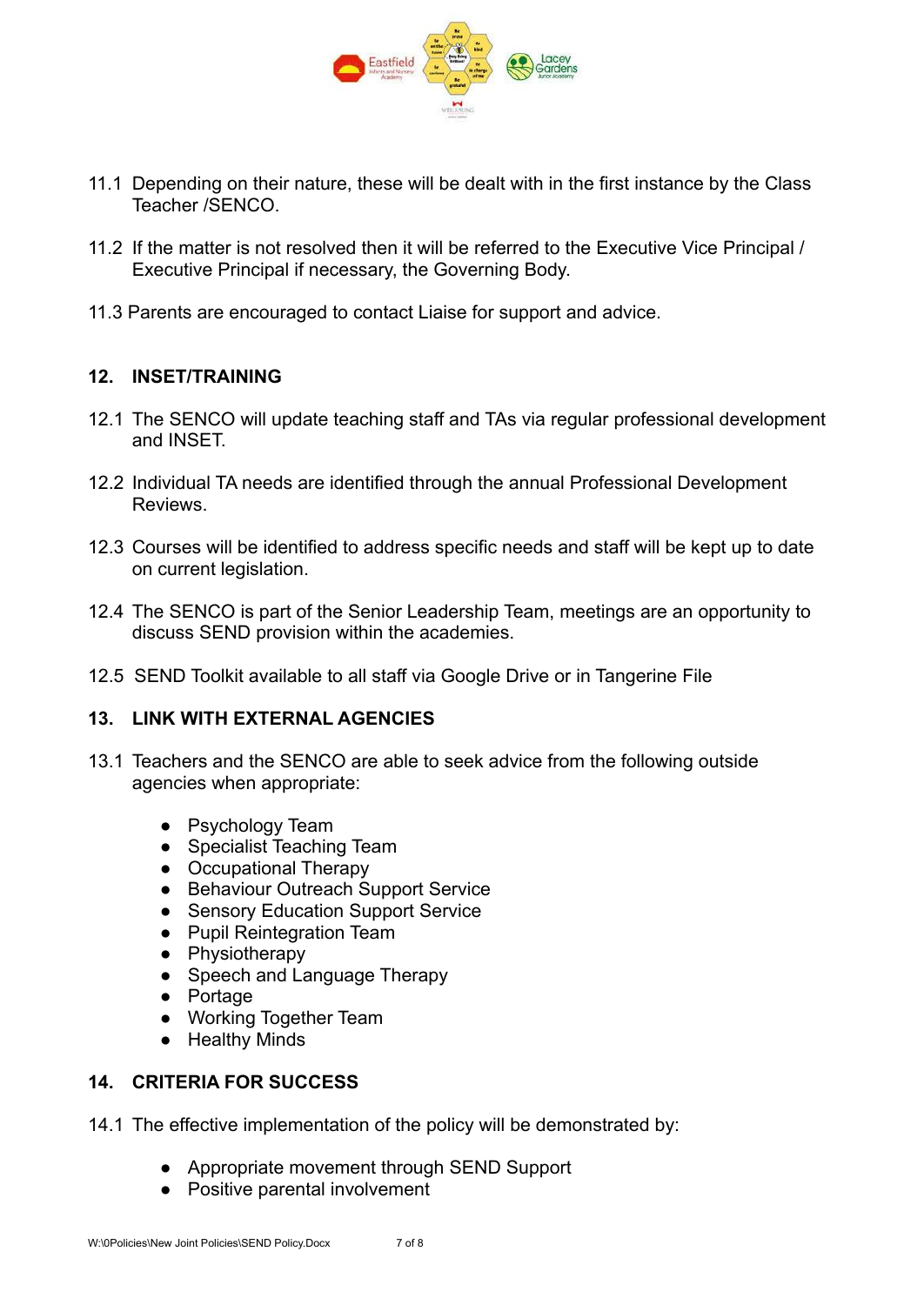11.1 Depending on their nature, these will be dealt with in the first instance by the Class Teacher /SENCO.

11.2 If the matter is not resolved then it will be referred to the Executive Vice Principal / Executive Principal if necessary, the Governing Body.

11.3 Parents are encouraged to contact Liaise for support and advice.

## 12. INSET/TRAINING

12.1 The SENCO will update teaching staff and TAs via regular professional development and INSET.

12.2 Individual TA needs are identified through the annual Professional Development Reviews.

12.3 Courses will be identified to address specific needs and staff will be kept up to date on current legislation.

12.4 The SENCO is part of the Senior Leadership Team, meetings are an opportunity to discuss SEND provision within the academies.

12.5 SEND Toolkit available to all staff via Google Drive or in Tangerine File

## 13. LINK WITH EXTERNAL AGENCIES

13.1 Teachers and the SENCO are able to seek advice from the following outside agencies when appropriate:

- Psychology Team
- Specialist Teaching Team
- Occupational Therapy
- Behaviour Outreach Support Service
- Sensory Education Support Service
- Pupil Reintegration Team
- Physiotherapy
- Speech and Language Therapy
- Portage
- Working Together Team
- Healthy Minds

## 14. CRITERIA FOR SUCCESS

14.1 The effective implementation of the policy will be demonstrated by:

- Appropriate movement through SEND Support
- Positive parental involvement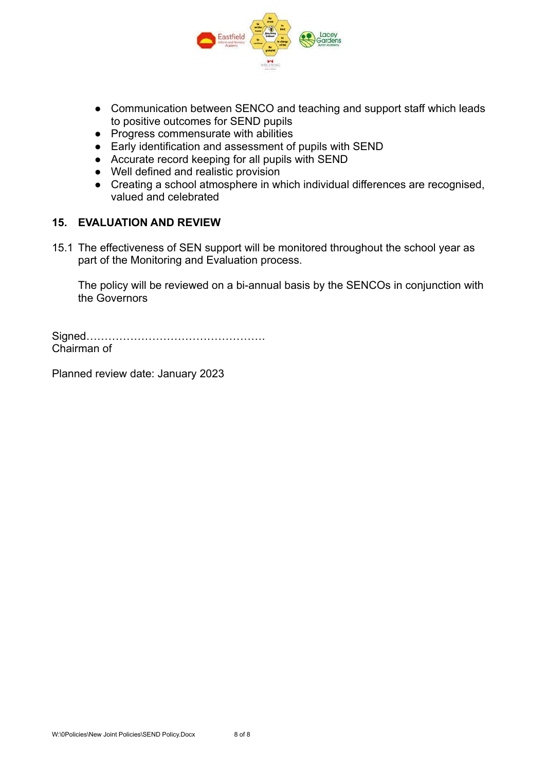- Communication between SENCO and teaching and support staff which leads to positive outcomes for SEND pupils
- Progress commensurate with abilities
- Early identification and assessment of pupils with SEND
- Accurate record keeping for all pupils with SEND
- Well defined and realistic provision
- Creating a school atmosphere in which individual differences are recognised, valued and celebrated

## 15. EVALUATION AND REVIEW

15.1 The effectiveness of SEN support will be monitored throughout the school year as part of the Monitoring and Evaluation process.

The policy will be reviewed on a bi-annual basis by the SENCOs in conjunction with the Governors

Signed…………………………………………
Chairman of

Planned review date: January 2023